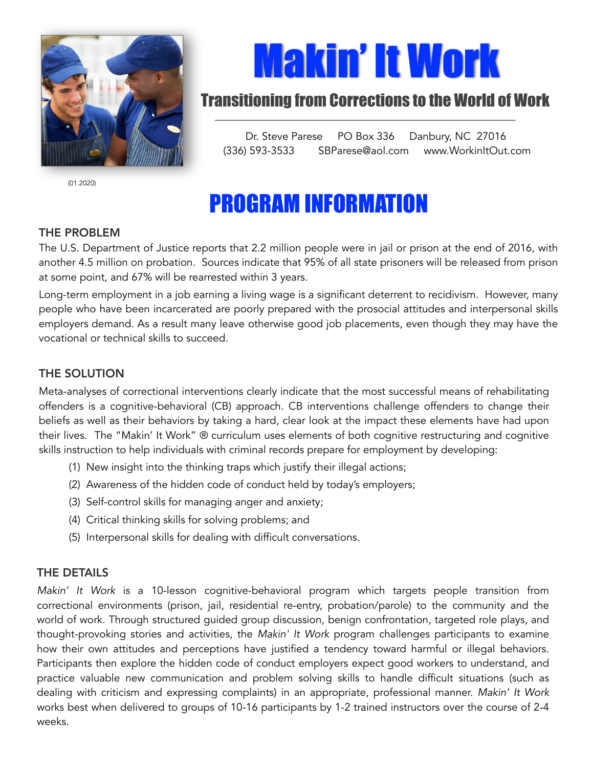# Makin' It Work

## Transitioning from Corrections to the World of Work

Dr. Steve Parese PO Box 336 Danbury, NC 27016
(336) 593-3533 SBParese@aol.com www.WorkinItOut.com

(01.2020)

# PROGRAM INFORMATION

### THE PROBLEM

The U.S. Department of Justice reports that 2.2 million people were in jail or prison at the end of 2016, with another 4.5 million on probation. Sources indicate that 95% of all state prisoners will be released from prison at some point, and 67% will be rearrested within 3 years.

Long-term employment in a job earning a living wage is a significant deterrent to recidivism. However, many people who have been incarcerated are poorly prepared with the prosocial attitudes and interpersonal skills employers demand. As a result many leave otherwise good job placements, even though they may have the vocational or technical skills to succeed.

### THE SOLUTION

Meta-analyses of correctional interventions clearly indicate that the most successful means of rehabilitating offenders is a cognitive-behavioral (CB) approach. CB interventions challenge offenders to change their beliefs as well as their behaviors by taking a hard, clear look at the impact these elements have had upon their lives. The "Makin' It Work" ® curriculum uses elements of both cognitive restructuring and cognitive skills instruction to help individuals with criminal records prepare for employment by developing:

(1) New insight into the thinking traps which justify their illegal actions;
(2) Awareness of the hidden code of conduct held by today's employers;
(3) Self-control skills for managing anger and anxiety;
(4) Critical thinking skills for solving problems; and
(5) Interpersonal skills for dealing with difficult conversations.

### THE DETAILS

*Makin' It Work* is a 10-lesson cognitive-behavioral program which targets people transition from correctional environments (prison, jail, residential re-entry, probation/parole) to the community and the world of work. Through structured guided group discussion, benign confrontation, targeted role plays, and thought-provoking stories and activities, the *Makin' It Work* program challenges participants to examine how their own attitudes and perceptions have justified a tendency toward harmful or illegal behaviors. Participants then explore the hidden code of conduct employers expect good workers to understand, and practice valuable new communication and problem solving skills to handle difficult situations (such as dealing with criticism and expressing complaints) in an appropriate, professional manner. *Makin' It Work* works best when delivered to groups of 10-16 participants by 1-2 trained instructors over the course of 2-4 weeks.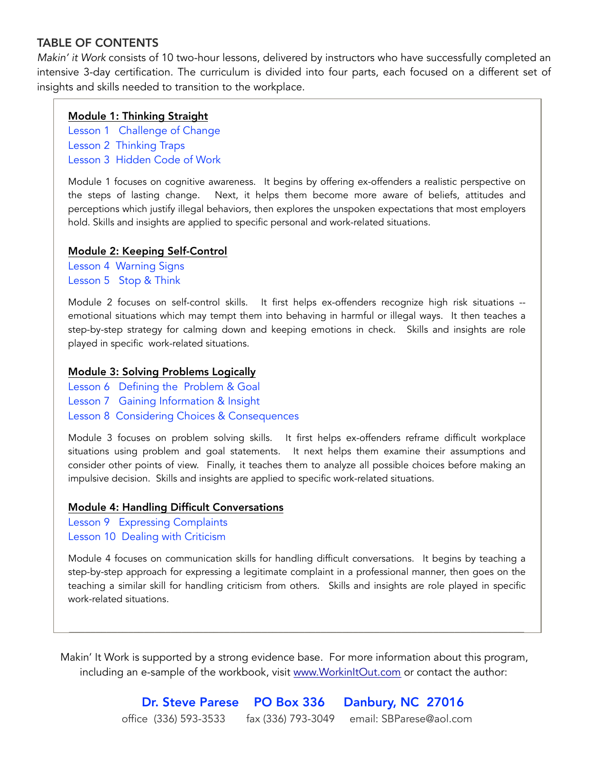## TABLE OF CONTENTS

*Makin' it Work* consists of 10 two-hour lessons, delivered by instructors who have successfully completed an intensive 3-day certification. The curriculum is divided into four parts, each focused on a different set of insights and skills needed to transition to the workplace.

### Module 1: Thinking Straight

Lesson 1 Challenge of Change
Lesson 2 Thinking Traps
Lesson 3 Hidden Code of Work

Module 1 focuses on cognitive awareness. It begins by offering ex-offenders a realistic perspective on the steps of lasting change. Next, it helps them become more aware of beliefs, attitudes and perceptions which justify illegal behaviors, then explores the unspoken expectations that most employers hold. Skills and insights are applied to specific personal and work-related situations.

### Module 2: Keeping Self-Control

Lesson 4 Warning Signs
Lesson 5 Stop & Think

Module 2 focuses on self-control skills. It first helps ex-offenders recognize high risk situations -- emotional situations which may tempt them into behaving in harmful or illegal ways. It then teaches a step-by-step strategy for calming down and keeping emotions in check. Skills and insights are role played in specific work-related situations.

### Module 3: Solving Problems Logically

Lesson 6 Defining the Problem & Goal
Lesson 7 Gaining Information & Insight
Lesson 8 Considering Choices & Consequences

Module 3 focuses on problem solving skills. It first helps ex-offenders reframe difficult workplace situations using problem and goal statements. It next helps them examine their assumptions and consider other points of view. Finally, it teaches them to analyze all possible choices before making an impulsive decision. Skills and insights are applied to specific work-related situations.

### Module 4: Handling Difficult Conversations

Lesson 9 Expressing Complaints
Lesson 10 Dealing with Criticism

Module 4 focuses on communication skills for handling difficult conversations. It begins by teaching a step-by-step approach for expressing a legitimate complaint in a professional manner, then goes on the teaching a similar skill for handling criticism from others. Skills and insights are role played in specific work-related situations.

---

Makin' It Work is supported by a strong evidence base. For more information about this program, including an e-sample of the workbook, visit www.WorkinItOut.com or contact the author:

**Dr. Steve Parese PO Box 336 Danbury, NC 27016**

office (336) 593-3533 fax (336) 793-3049 email: SBParese@aol.com